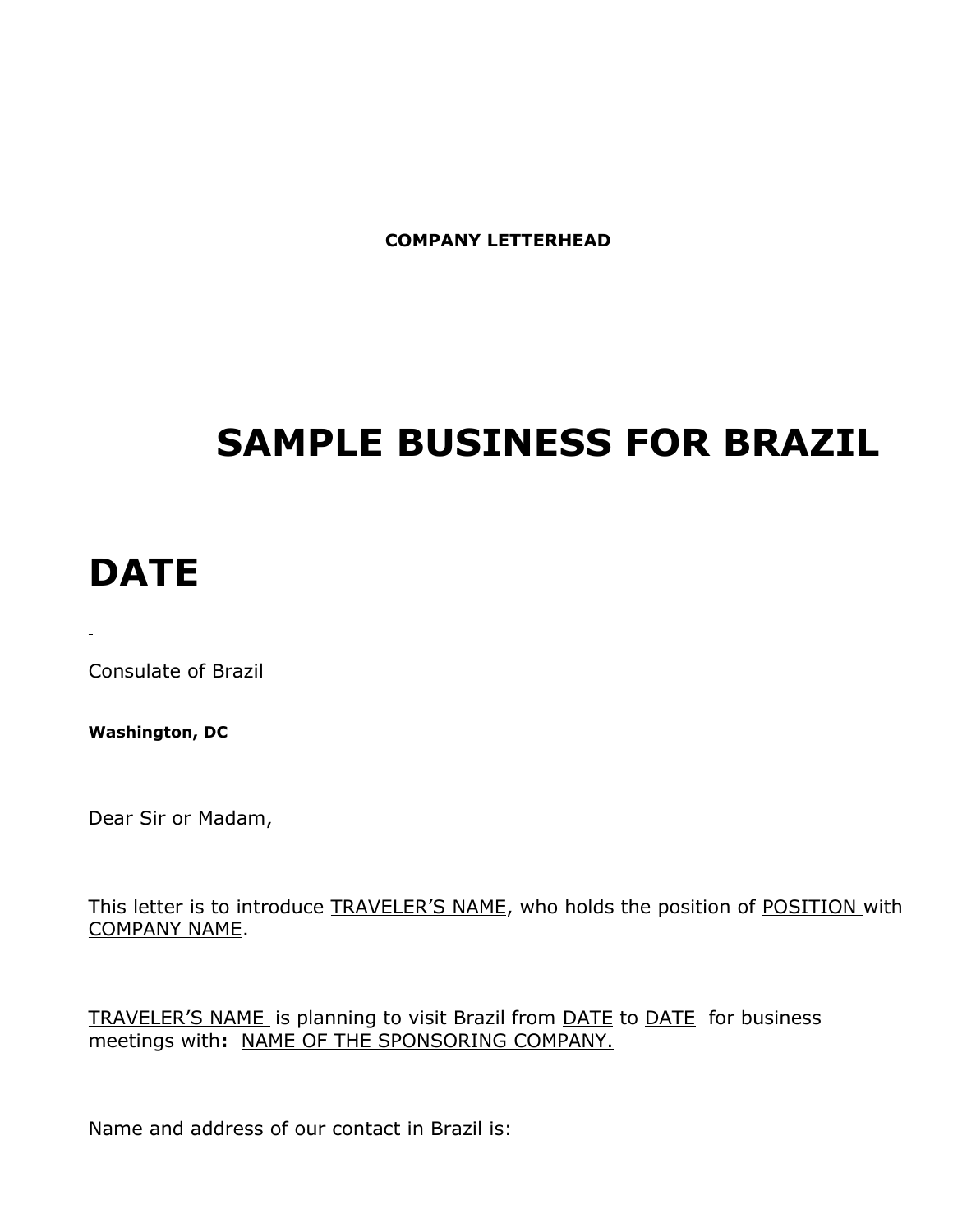**COMPANY LETTERHEAD**

# SAMPLE BUSINESS FOR BRAZIL

# DATE

Consulate of Brazil

**Washington, DC**

Dear Sir or Madam,

This letter is to introduce <u>TRAVELER'S NAME</u>, who holds the position of <u>POSITION</u> with <u>COMPANY NAME</u>.

<u>TRAVELER'S NAME</u> is planning to visit Brazil from <u>DATE</u> to <u>DATE</u> for business meetings with**:** <u>NAME OF THE SPONSORING COMPANY.</u>

Name and address of our contact in Brazil is: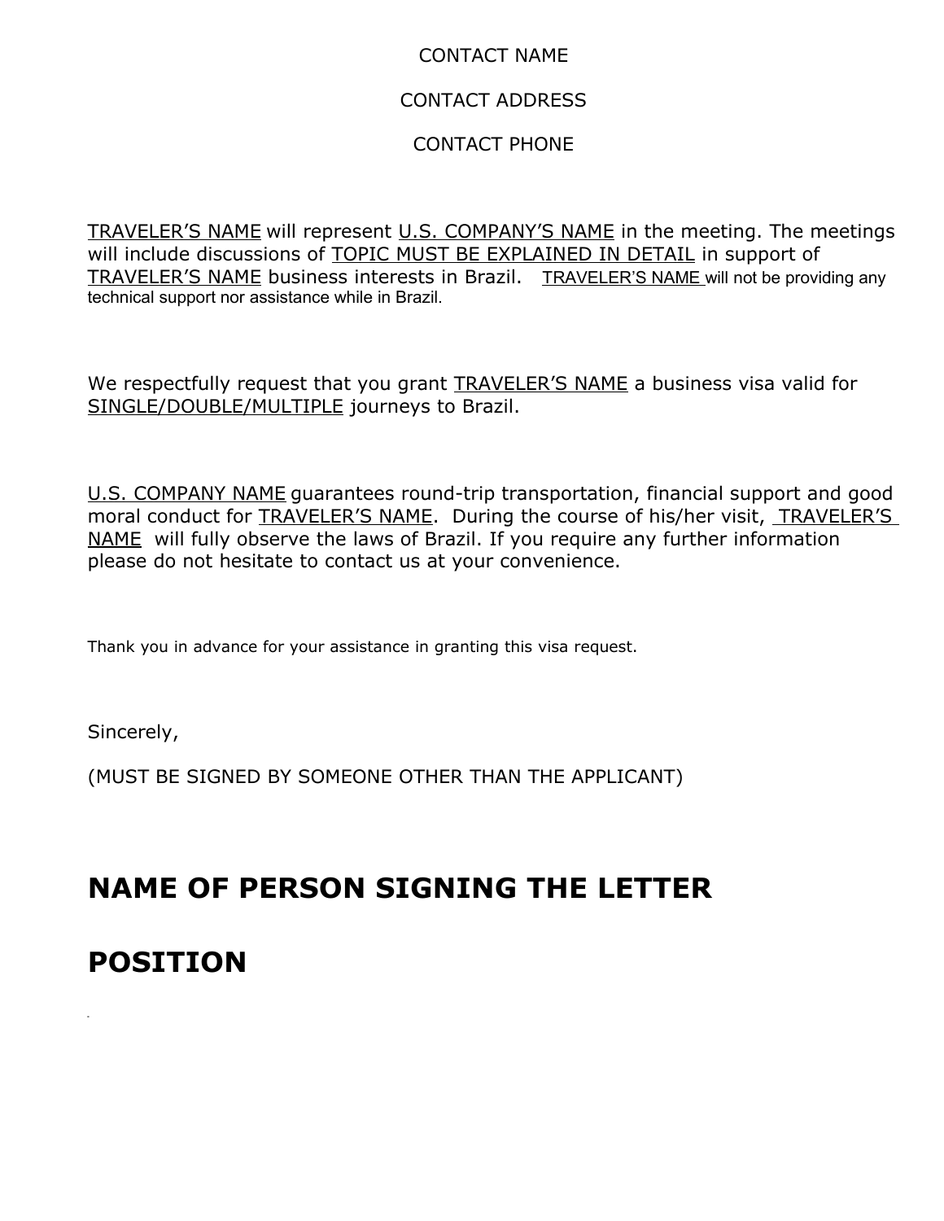CONTACT NAME

CONTACT ADDRESS

CONTACT PHONE

<u>TRAVELER'S NAME</u> will represent <u>U.S. COMPANY'S NAME</u> in the meeting. The meetings will include discussions of <u>TOPIC MUST BE EXPLAINED IN DETAIL</u> in support of <u>TRAVELER'S NAME</u> business interests in Brazil. <u>TRAVELER'S NAME</u> will not be providing any technical support nor assistance while in Brazil.

We respectfully request that you grant <u>TRAVELER'S NAME</u> a business visa valid for <u>SINGLE/DOUBLE/MULTIPLE</u> journeys to Brazil.

<u>U.S. COMPANY NAME</u> guarantees round-trip transportation, financial support and good moral conduct for <u>TRAVELER'S NAME</u>. During the course of his/her visit, <u>TRAVELER'S NAME</u> will fully observe the laws of Brazil. If you require any further information please do not hesitate to contact us at your convenience.

Thank you in advance for your assistance in granting this visa request.

Sincerely,

(MUST BE SIGNED BY SOMEONE OTHER THAN THE APPLICANT)

**NAME OF PERSON SIGNING THE LETTER**

**POSITION**